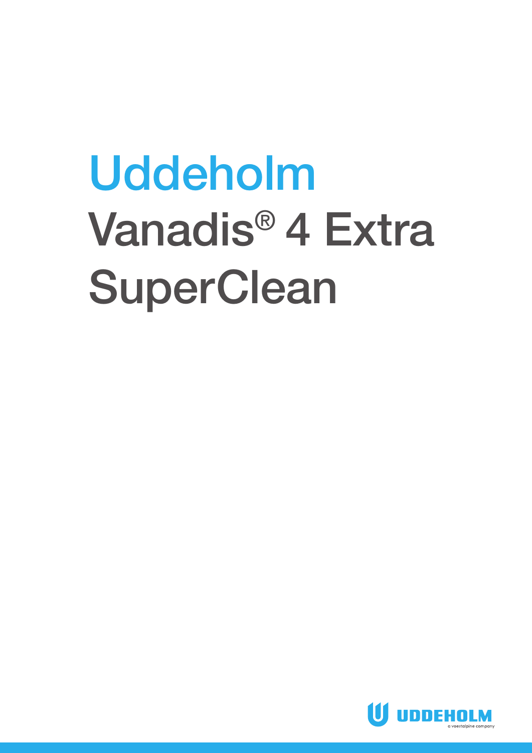# Uddeholm Vanadis® 4 Extra SuperClean

UDDEHOLM

a voestalpine company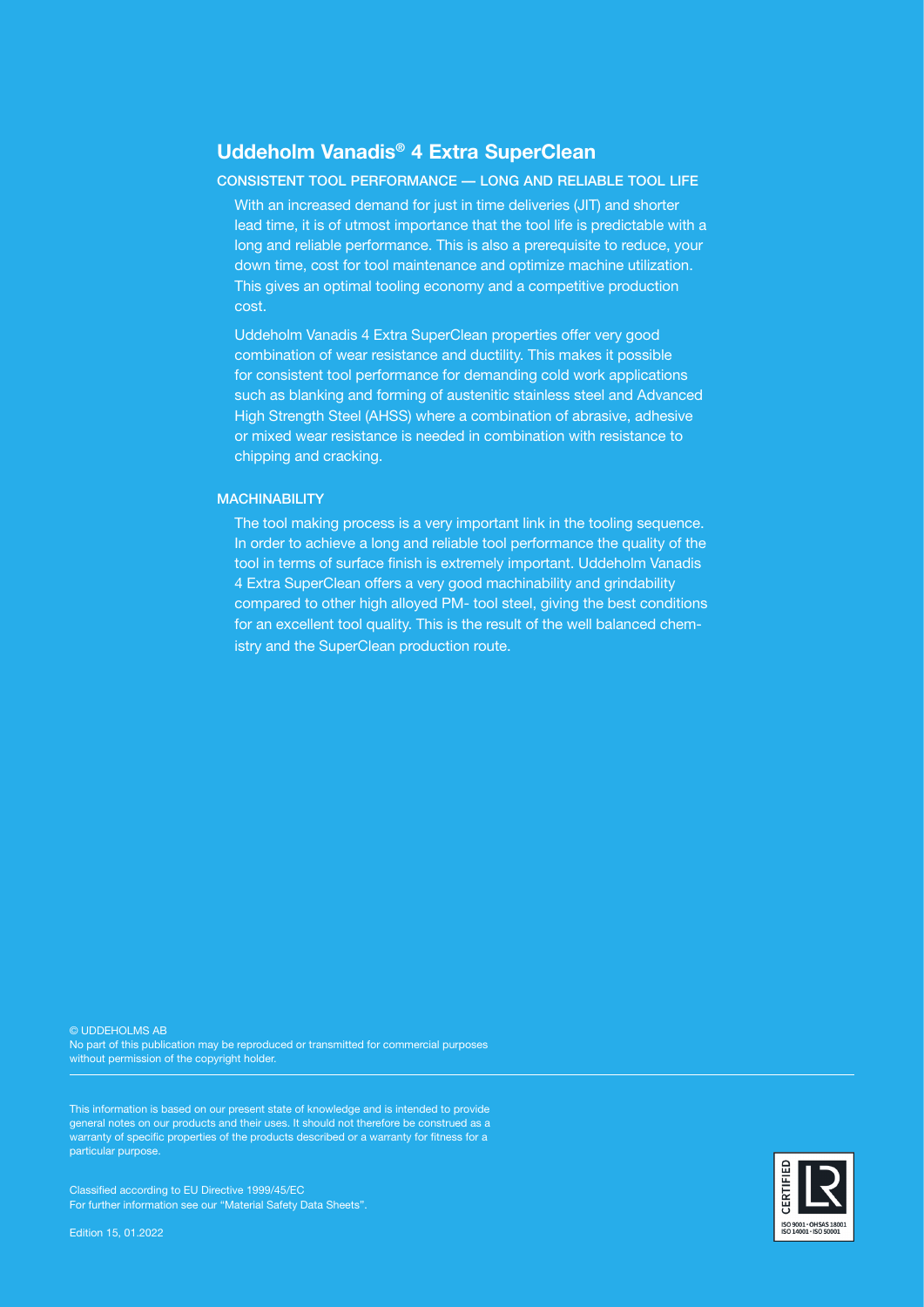# Uddeholm Vanadis® 4 Extra SuperClean

## CONSISTENT TOOL PERFORMANCE — LONG AND RELIABLE TOOL LIFE

With an increased demand for just in time deliveries (JIT) and shorter lead time, it is of utmost importance that the tool life is predictable with a long and reliable performance. This is also a prerequisite to reduce, your down time, cost for tool maintenance and optimize machine utilization. This gives an optimal tooling economy and a competitive production cost.

Uddeholm Vanadis 4 Extra SuperClean properties offer very good combination of wear resistance and ductility. This makes it possible for consistent tool performance for demanding cold work applications such as blanking and forming of austenitic stainless steel and Advanced High Strength Steel (AHSS) where a combination of abrasive, adhesive or mixed wear resistance is needed in combination with resistance to chipping and cracking.

## MACHINABILITY

The tool making process is a very important link in the tooling sequence. In order to achieve a long and reliable tool performance the quality of the tool in terms of surface finish is extremely important. Uddeholm Vanadis 4 Extra SuperClean offers a very good machinability and grindability compared to other high alloyed PM- tool steel, giving the best conditions for an excellent tool quality. This is the result of the well balanced chemistry and the SuperClean production route.

© UDDEHOLMS AB
No part of this publication may be reproduced or transmitted for commercial purposes without permission of the copyright holder.

---

This information is based on our present state of knowledge and is intended to provide general notes on our products and their uses. It should not therefore be construed as a warranty of specific properties of the products described or a warranty for fitness for a particular purpose.

Classified according to EU Directive 1999/45/EC
For further information see our "Material Safety Data Sheets".

Edition 15, 01.2022

CERTIFIED
ISO 9001 · OHSAS 18001
ISO 14001 · ISO 50001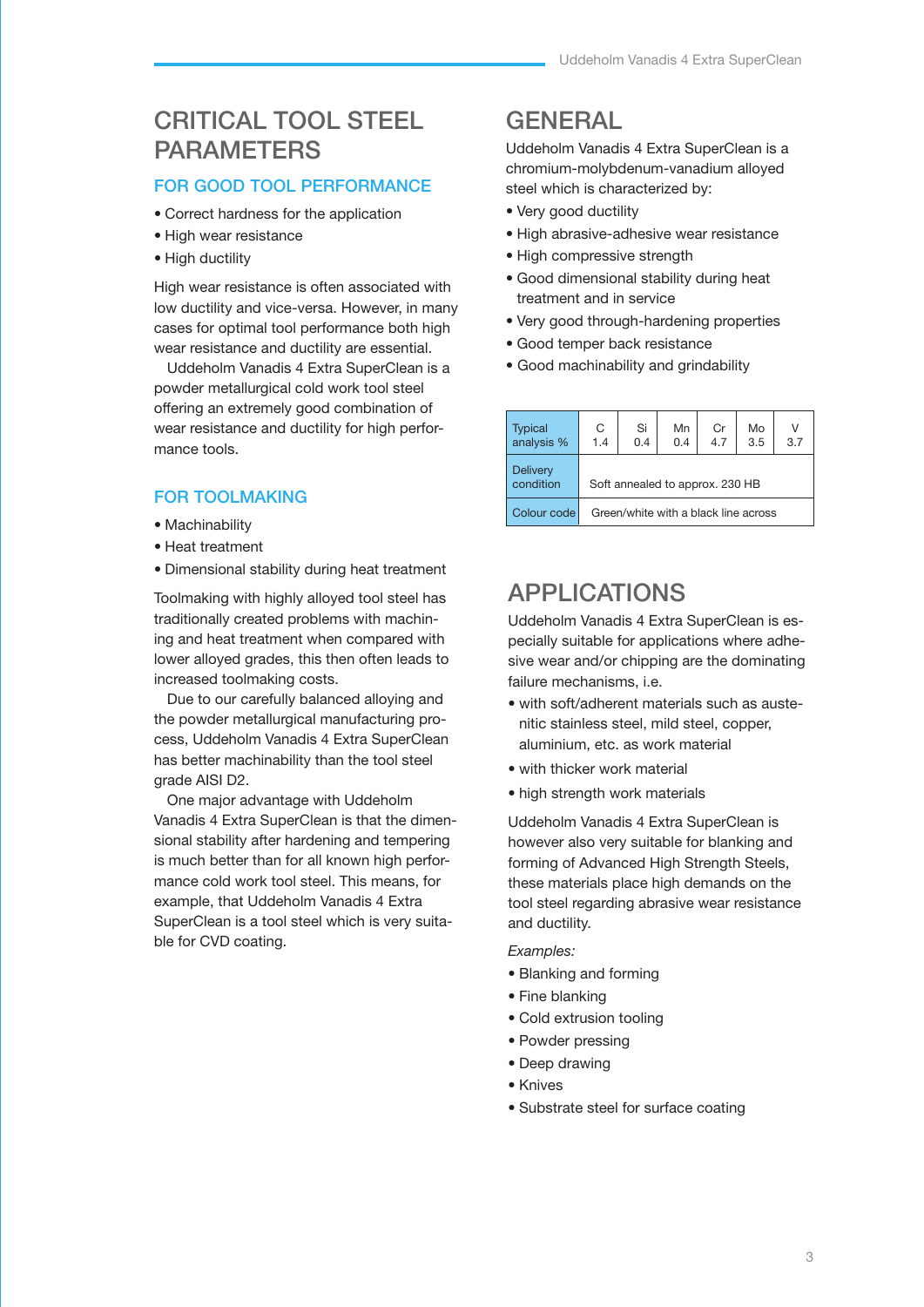# CRITICAL TOOL STEEL PARAMETERS

## FOR GOOD TOOL PERFORMANCE

- Correct hardness for the application
- High wear resistance
- High ductility

High wear resistance is often associated with low ductility and vice-versa. However, in many cases for optimal tool performance both high wear resistance and ductility are essential.

Uddeholm Vanadis 4 Extra SuperClean is a powder metallurgical cold work tool steel offering an extremely good combination of wear resistance and ductility for high performance tools.

## FOR TOOLMAKING

- Machinability
- Heat treatment
- Dimensional stability during heat treatment

Toolmaking with highly alloyed tool steel has traditionally created problems with machining and heat treatment when compared with lower alloyed grades, this then often leads to increased toolmaking costs.

Due to our carefully balanced alloying and the powder metallurgical manufacturing process, Uddeholm Vanadis 4 Extra SuperClean has better machinability than the tool steel grade AISI D2.

One major advantage with Uddeholm Vanadis 4 Extra SuperClean is that the dimensional stability after hardening and tempering is much better than for all known high performance cold work tool steel. This means, for example, that Uddeholm Vanadis 4 Extra SuperClean is a tool steel which is very suitable for CVD coating.

# GENERAL

Uddeholm Vanadis 4 Extra SuperClean is a chromium-molybdenum-vanadium alloyed steel which is characterized by:

- Very good ductility
- High abrasive-adhesive wear resistance
- High compressive strength
- Good dimensional stability during heat treatment and in service
- Very good through-hardening properties
- Good temper back resistance
- Good machinability and grindability

| Typical analysis % | C 1.4 | Si 0.4 | Mn 0.4 | Cr 4.7 | Mo 3.5 | V 3.7 |
|---|---|---|---|---|---|---|
| Delivery condition | Soft annealed to approx. 230 HB | | | | | |
| Colour code | Green/white with a black line across | | | | | |

# APPLICATIONS

Uddeholm Vanadis 4 Extra SuperClean is especially suitable for applications where adhesive wear and/or chipping are the dominating failure mechanisms, i.e.

- with soft/adherent materials such as austenitic stainless steel, mild steel, copper, aluminium, etc. as work material
- with thicker work material
- high strength work materials

Uddeholm Vanadis 4 Extra SuperClean is however also very suitable for blanking and forming of Advanced High Strength Steels, these materials place high demands on the tool steel regarding abrasive wear resistance and ductility.

*Examples:*

- Blanking and forming
- Fine blanking
- Cold extrusion tooling
- Powder pressing
- Deep drawing
- Knives
- Substrate steel for surface coating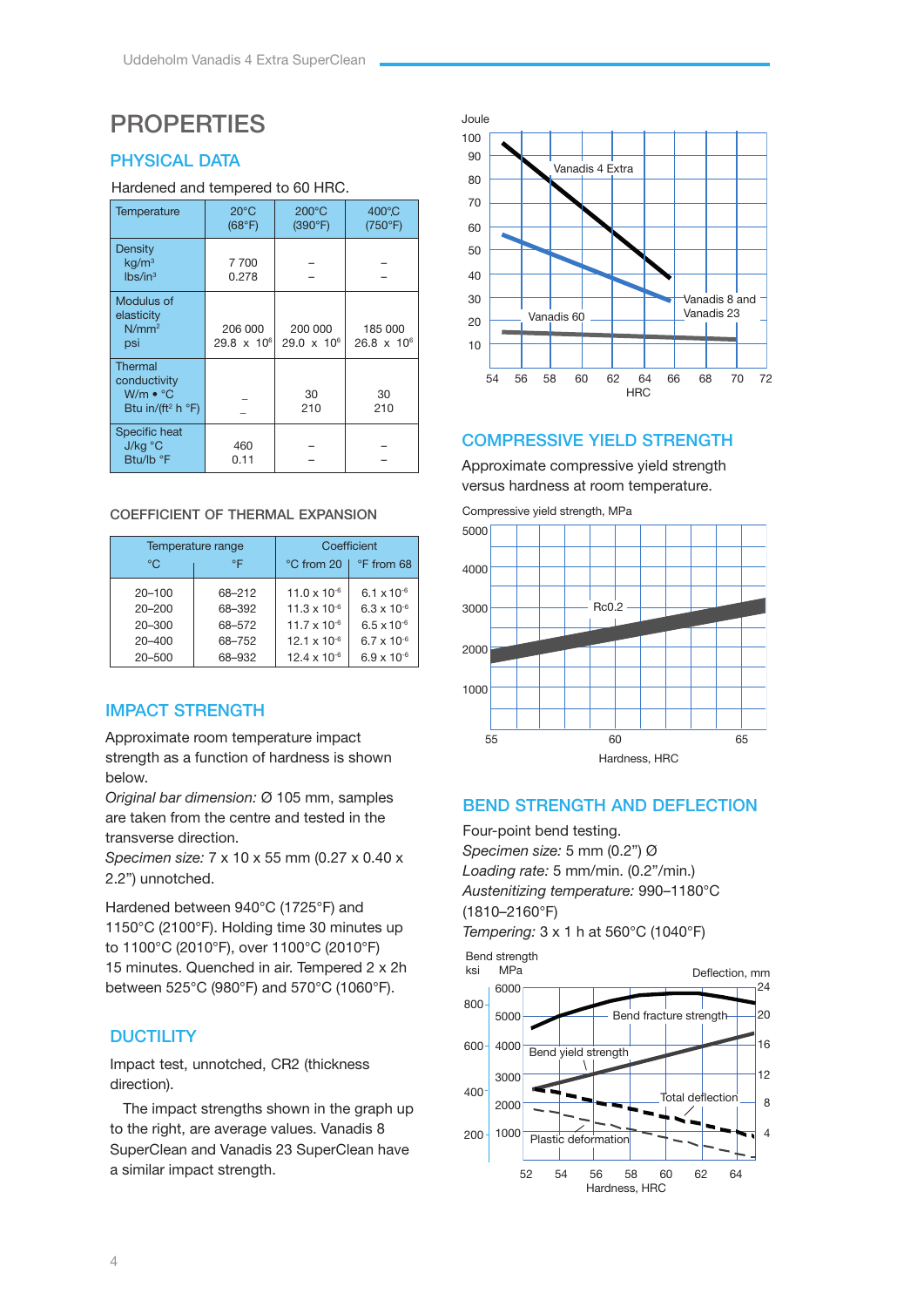# PROPERTIES

## PHYSICAL DATA

Hardened and tempered to 60 HRC.

| Temperature | 20°C (68°F) | 200°C (390°F) | 400°C (750°F) |
|---|---|---|---|
| Density kg/m³ lbs/in³ | 7 700 0.278 | – – | – – |
| Modulus of elasticity N/mm² psi | 206 000 29.8 x $10^6$ | 200 000 29.0 x $10^6$ | 185 000 26.8 x $10^6$ |
| Thermal conductivity W/m • °C Btu in/(ft² h °F) | – – | 30 210 | 30 210 |
| Specific heat J/kg °C Btu/lb °F | 460 0.11 | – – | – – |

### COEFFICIENT OF THERMAL EXPANSION

| Temperature range °C | °F | Coefficient °C from 20 | °F from 68 |
|---|---|---|---|
| 20–100 | 68–212 | 11.0 x $10^{-6}$ | 6.1 x $10^{-6}$ |
| 20–200 | 68–392 | 11.3 x $10^{-6}$ | 6.3 x $10^{-6}$ |
| 20–300 | 68–572 | 11.7 x $10^{-6}$ | 6.5 x $10^{-6}$ |
| 20–400 | 68–752 | 12.1 x $10^{-6}$ | 6.7 x $10^{-6}$ |
| 20–500 | 68–932 | 12.4 x $10^{-6}$ | 6.9 x $10^{-6}$ |

## IMPACT STRENGTH

Approximate room temperature impact strength as a function of hardness is shown below.

*Original bar dimension:* Ø 105 mm, samples are taken from the centre and tested in the transverse direction.

*Specimen size:* 7 x 10 x 55 mm (0.27 x 0.40 x 2.2") unnotched.

Hardened between 940°C (1725°F) and 1150°C (2100°F). Holding time 30 minutes up to 1100°C (2010°F), over 1100°C (2010°F) 15 minutes. Quenched in air. Tempered 2 x 2h between 525°C (980°F) and 570°C (1060°F).

## DUCTILITY

Impact test, unnotched, CR2 (thickness direction).

The impact strengths shown in the graph up to the right, are average values. Vanadis 8 SuperClean and Vanadis 23 SuperClean have a similar impact strength.

## COMPRESSIVE YIELD STRENGTH

Approximate compressive yield strength versus hardness at room temperature.

## BEND STRENGTH AND DEFLECTION

Four-point bend testing.

*Specimen size:* 5 mm (0.2") Ø

*Loading rate:* 5 mm/min. (0.2"/min.)

*Austenitizing temperature:* 990–1180°C (1810–2160°F)

*Tempering:* 3 x 1 h at 560°C (1040°F)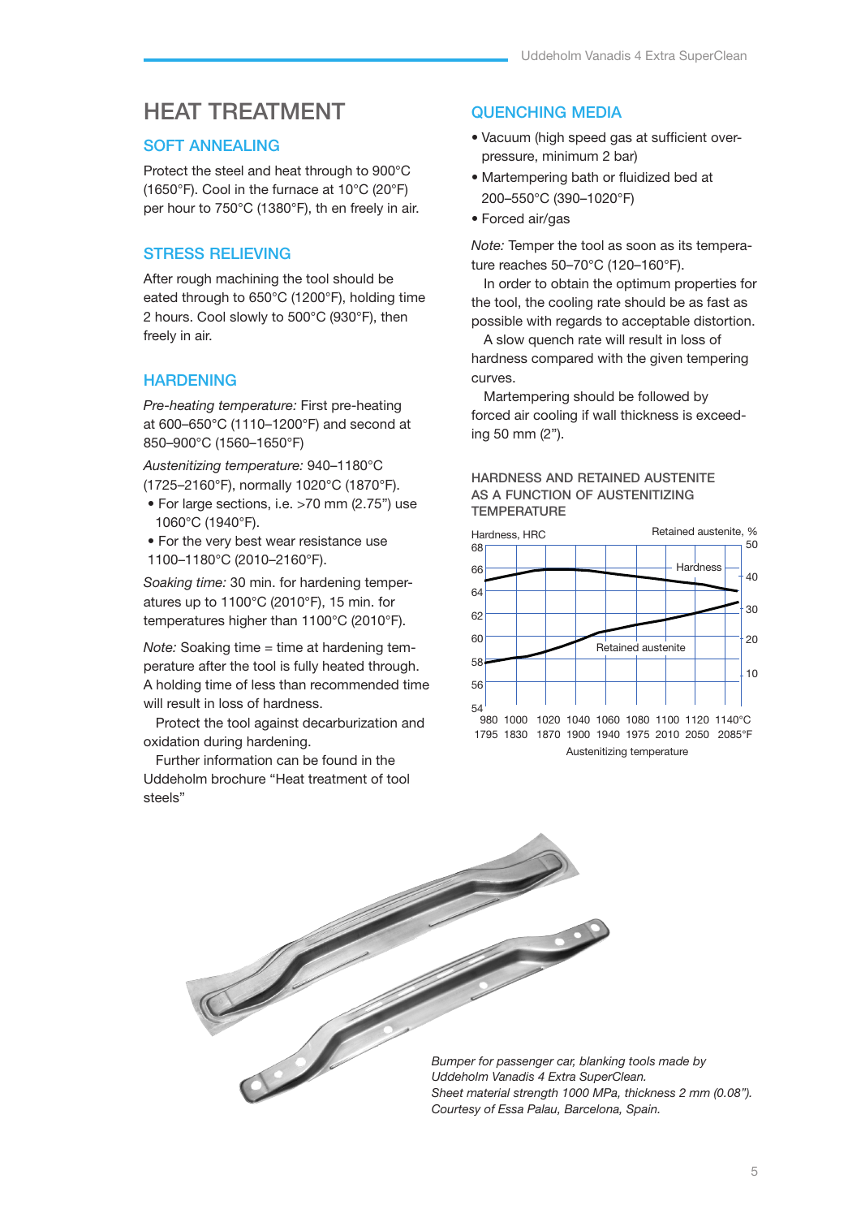# HEAT TREATMENT

## SOFT ANNEALING

Protect the steel and heat through to 900°C (1650°F). Cool in the furnace at 10°C (20°F) per hour to 750°C (1380°F), th en freely in air.

## STRESS RELIEVING

After rough machining the tool should be eated through to 650°C (1200°F), holding time 2 hours. Cool slowly to 500°C (930°F), then freely in air.

## HARDENING

*Pre-heating temperature:* First pre-heating at 600–650°C (1110–1200°F) and second at 850–900°C (1560–1650°F)

*Austenitizing temperature:* 940–1180°C (1725–2160°F), normally 1020°C (1870°F).

- For large sections, i.e. >70 mm (2.75") use 1060°C (1940°F).
- For the very best wear resistance use 1100–1180°C (2010–2160°F).

*Soaking time:* 30 min. for hardening temperatures up to 1100°C (2010°F), 15 min. for temperatures higher than 1100°C (2010°F).

*Note:* Soaking time = time at hardening temperature after the tool is fully heated through. A holding time of less than recommended time will result in loss of hardness.

Protect the tool against decarburization and oxidation during hardening.

Further information can be found in the Uddeholm brochure "Heat treatment of tool steels"

## QUENCHING MEDIA

- Vacuum (high speed gas at sufficient overpressure, minimum 2 bar)
- Martempering bath or fluidized bed at 200–550°C (390–1020°F)
- Forced air/gas

*Note:* Temper the tool as soon as its temperature reaches 50–70°C (120–160°F).

In order to obtain the optimum properties for the tool, the cooling rate should be as fast as possible with regards to acceptable distortion.

A slow quench rate will result in loss of hardness compared with the given tempering curves.

Martempering should be followed by forced air cooling if wall thickness is exceeding 50 mm (2").

### HARDNESS AND RETAINED AUSTENITE AS A FUNCTION OF AUSTENITIZING TEMPERATURE

Hardness, HRC — Retained austenite, %

Austenitizing temperature: 980, 1000, 1020, 1040, 1060, 1080, 1100, 1120, 1140°C / 1795, 1830, 1870, 1900, 1940, 1975, 2010, 2050, 2085°F

*Bumper for passenger car, blanking tools made by Uddeholm Vanadis 4 Extra SuperClean.*
*Sheet material strength 1000 MPa, thickness 2 mm (0.08").*
*Courtesy of Essa Palau, Barcelona, Spain.*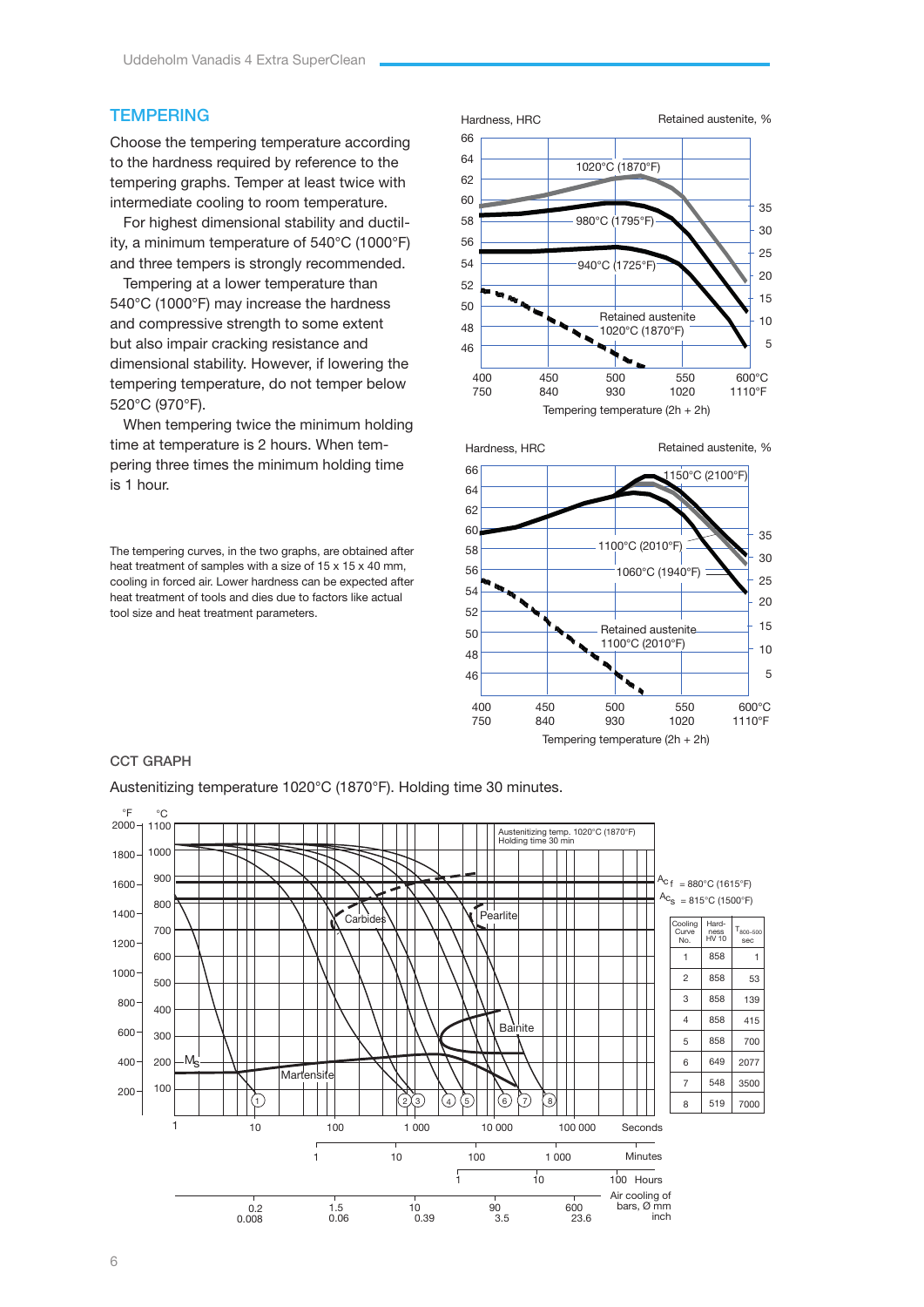## TEMPERING

Choose the tempering temperature according to the hardness required by reference to the tempering graphs. Temper at least twice with intermediate cooling to room temperature.

For highest dimensional stability and ductility, a minimum temperature of 540°C (1000°F) and three tempers is strongly recommended.

Tempering at a lower temperature than 540°C (1000°F) may increase the hardness and compressive strength to some extent but also impair cracking resistance and dimensional stability. However, if lowering the tempering temperature, do not temper below 520°C (970°F).

When tempering twice the minimum holding time at temperature is 2 hours. When tempering three times the minimum holding time is 1 hour.

The tempering curves, in the two graphs, are obtained after heat treatment of samples with a size of 15 x 15 x 40 mm, cooling in forced air. Lower hardness can be expected after heat treatment of tools and dies due to factors like actual tool size and heat treatment parameters.

## CCT GRAPH

Austenitizing temperature 1020°C (1870°F). Holding time 30 minutes.

| Cooling Curve No. | Hardness HV 10 | $T_{800-500}$ sec |
|---|---|---|
| 1 | 858 | 1 |
| 2 | 858 | 53 |
| 3 | 858 | 139 |
| 4 | 858 | 415 |
| 5 | 858 | 700 |
| 6 | 649 | 2077 |
| 7 | 548 | 3500 |
| 8 | 519 | 7000 |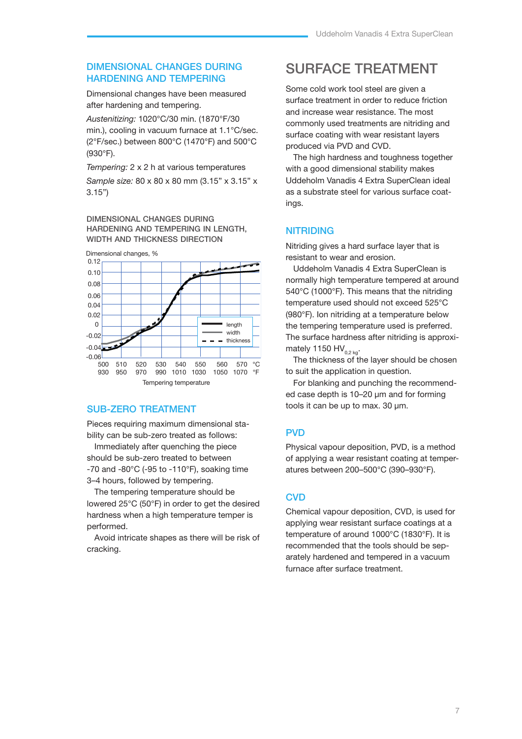## DIMENSIONAL CHANGES DURING HARDENING AND TEMPERING

Dimensional changes have been measured after hardening and tempering.

*Austenitizing:* 1020°C/30 min. (1870°F/30 min.), cooling in vacuum furnace at 1.1°C/sec. (2°F/sec.) between 800°C (1470°F) and 500°C (930°F).

*Tempering:* 2 x 2 h at various temperatures

*Sample size:* 80 x 80 x 80 mm (3.15" x 3.15" x 3.15")

DIMENSIONAL CHANGES DURING HARDENING AND TEMPERING IN LENGTH, WIDTH AND THICKNESS DIRECTION

Dimensional changes, %

0.12
0.10
0.08
0.06
0.04
0.02
0
-0.02
-0.04
-0.06

length
width
thickness

| 500 | 510 | 520 | 530 | 540 | 550 | 560 | 570 | °C |
|---|---|---|---|---|---|---|---|---|
| 930 | 950 | 970 | 990 | 1010 | 1030 | 1050 | 1070 | °F |

Tempering temperature

## SUB-ZERO TREATMENT

Pieces requiring maximum dimensional stability can be sub-zero treated as follows:

Immediately after quenching the piece should be sub-zero treated to between -70 and -80°C (-95 to -110°F), soaking time 3–4 hours, followed by tempering.

The tempering temperature should be lowered 25°C (50°F) in order to get the desired hardness when a high temperature temper is performed.

Avoid intricate shapes as there will be risk of cracking.

# SURFACE TREATMENT

Some cold work tool steel are given a surface treatment in order to reduce friction and increase wear resistance. The most commonly used treatments are nitriding and surface coating with wear resistant layers produced via PVD and CVD.

The high hardness and toughness together with a good dimensional stability makes Uddeholm Vanadis 4 Extra SuperClean ideal as a substrate steel for various surface coatings.

## NITRIDING

Nitriding gives a hard surface layer that is resistant to wear and erosion.

Uddeholm Vanadis 4 Extra SuperClean is normally high temperature tempered at around 540°C (1000°F). This means that the nitriding temperature used should not exceed 525°C (980°F). Ion nitriding at a temperature below the tempering temperature used is preferred. The surface hardness after nitriding is approximately 1150 $HV_{0,2\ kg}$.

The thickness of the layer should be chosen to suit the application in question.

For blanking and punching the recommended case depth is 10–20 μm and for forming tools it can be up to max. 30 μm.

## PVD

Physical vapour deposition, PVD, is a method of applying a wear resistant coating at temperatures between 200–500°C (390–930°F).

## CVD

Chemical vapour deposition, CVD, is used for applying wear resistant surface coatings at a temperature of around 1000°C (1830°F). It is recommended that the tools should be separately hardened and tempered in a vacuum furnace after surface treatment.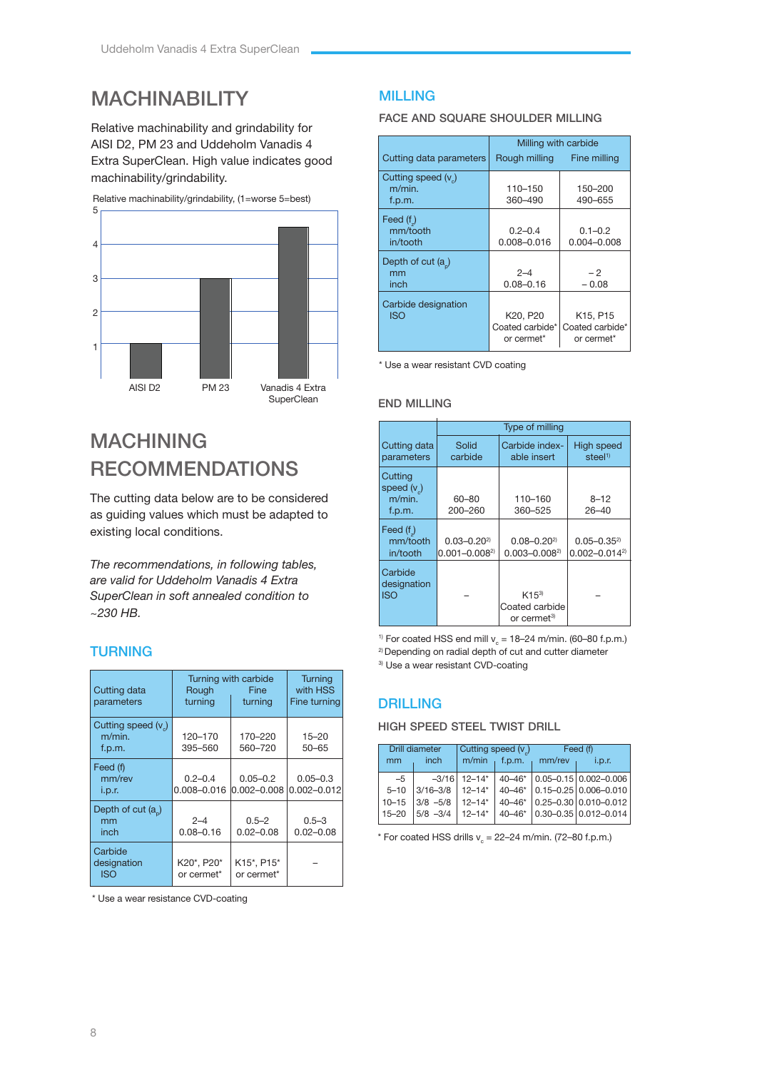# MACHINABILITY

Relative machinability and grindability for AISI D2, PM 23 and Uddeholm Vanadis 4 Extra SuperClean. High value indicates good machinability/grindability.

Relative machinability/grindability, (1=worse 5=best)

| | AISI D2 | PM 23 | Vanadis 4 Extra SuperClean |
|---|---|---|---|
| Relative machinability/grindability | 1 | 3 | 4.5 |

# MACHINING RECOMMENDATIONS

The cutting data below are to be considered as guiding values which must be adapted to existing local conditions.

*The recommendations, in following tables, are valid for Uddeholm Vanadis 4 Extra SuperClean in soft annealed condition to ~230 HB.*

## TURNING

| Cutting data parameters | Turning with carbide Rough turning | Turning with carbide Fine turning | Turning with HSS Fine turning |
|---|---|---|---|
| Cutting speed ($v_c$) m/min. f.p.m. | 120–170 395–560 | 170–220 560–720 | 15–20 50–65 |
| Feed (f) mm/rev i.p.r. | 0.2–0.4 0.008–0.016 | 0.05–0.2 0.002–0.008 | 0.05–0.3 0.002–0.012 |
| Depth of cut ($a_p$) mm inch | 2–4 0.08–0.16 | 0.5–2 0.02–0.08 | 0.5–3 0.02–0.08 |
| Carbide designation ISO | K20*, P20* or cermet* | K15*, P15* or cermet* | – |

\* Use a wear resistance CVD-coating

## MILLING

### FACE AND SQUARE SHOULDER MILLING

| Cutting data parameters | Milling with carbide Rough milling | Milling with carbide Fine milling |
|---|---|---|
| Cutting speed ($v_c$) m/min. f.p.m. | 110–150 360–490 | 150–200 490–655 |
| Feed ($f_z$) mm/tooth in/tooth | 0.2–0.4 0.008–0.016 | 0.1–0.2 0.004–0.008 |
| Depth of cut ($a_p$) mm inch | 2–4 0.08–0.16 | – 2 – 0.08 |
| Carbide designation ISO | K20, P20 Coated carbide* or cermet* | K15, P15 Coated carbide* or cermet* |

\* Use a wear resistant CVD coating

### END MILLING

| Cutting data parameters | Type of milling Solid carbide | Type of milling Carbide indexable insert | Type of milling High speed steel[1] |
|---|---|---|---|
| Cutting speed ($v_c$) m/min. f.p.m. | 60–80 200–260 | 110–160 360–525 | 8–12 26–40 |
| Feed ($f_z$) mm/tooth in/tooth | 0.03–0.20[2] 0.001–0.008[2] | 0.08–0.20[2] 0.003–0.008[2] | 0.05–0.35[2] 0.002–0.014[2] |
| Carbide designation ISO | – | K15[3] Coated carbide or cermet[3] | – |

[1] For coated HSS end mill $v_c$ = 18–24 m/min. (60–80 f.p.m.)
[2] Depending on radial depth of cut and cutter diameter
[3] Use a wear resistant CVD-coating

## DRILLING

### HIGH SPEED STEEL TWIST DRILL

| Drill diameter mm | Drill diameter inch | Cutting speed ($v_c$) m/min | Cutting speed ($v_c$) f.p.m. | Feed (f) mm/rev | Feed (f) i.p.r. |
|---|---|---|---|---|---|
| –5 | –3/16 | 12–14* | 40–46* | 0.05–0.15 | 0.002–0.006 |
| 5–10 | 3/16–3/8 | 12–14* | 40–46* | 0.15–0.25 | 0.006–0.010 |
| 10–15 | 3/8 –5/8 | 12–14* | 40–46* | 0.25–0.30 | 0.010–0.012 |
| 15–20 | 5/8 –3/4 | 12–14* | 40–46* | 0.30–0.35 | 0.012–0.014 |

\* For coated HSS drills $v_c$ = 22–24 m/min. (72–80 f.p.m.)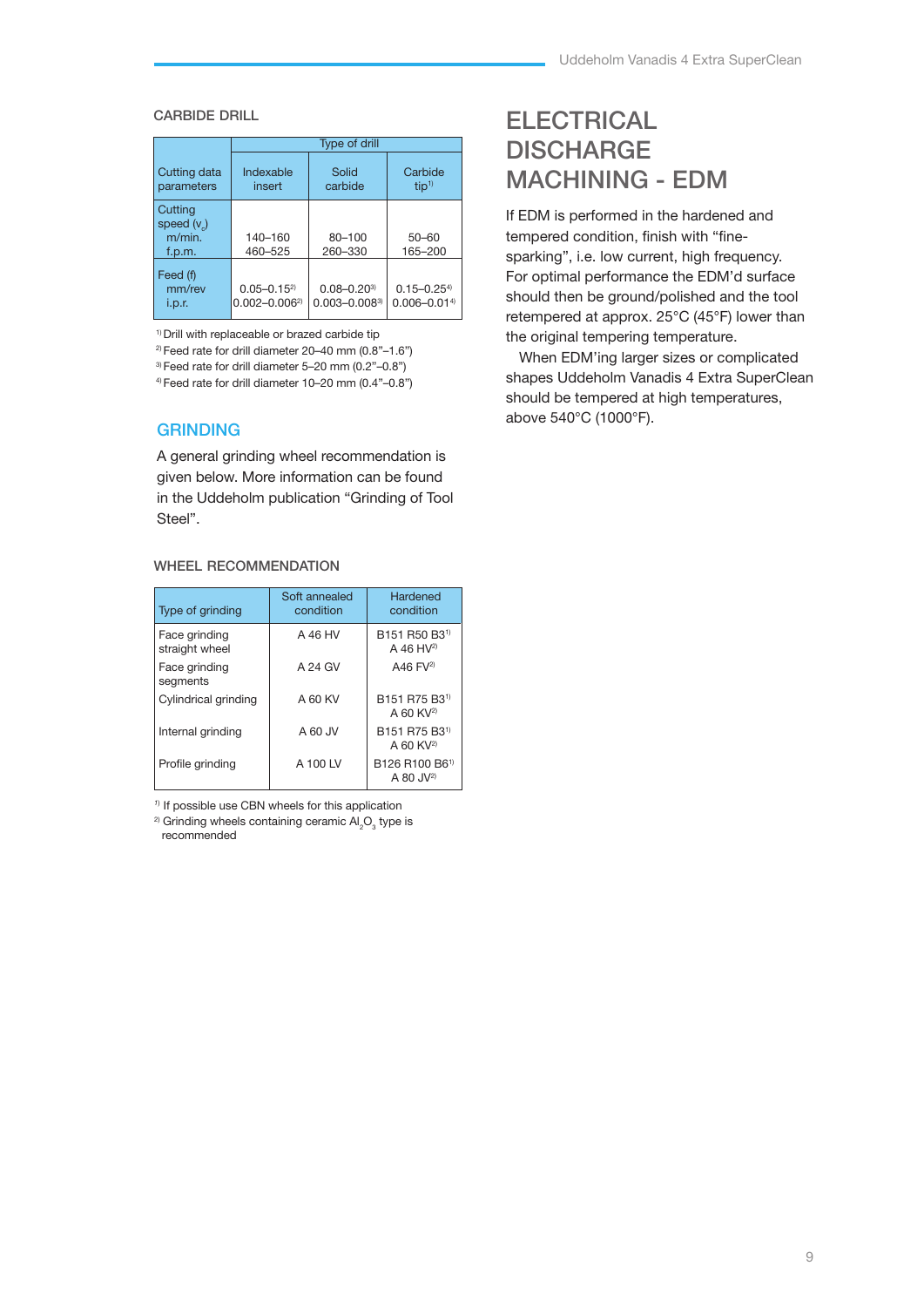### CARBIDE DRILL

| Cutting data parameters | Type of drill | | |
|---|---|---|---|
| | Indexable insert | Solid carbide | Carbide tip[1] |
| Cutting speed ($v_c$) m/min. f.p.m. | 140–160 460–525 | 80–100 260–330 | 50–60 165–200 |
| Feed (f) mm/rev i.p.r. | 0.05–0.15[2] 0.002–0.006[2] | 0.08–0.20[3] 0.003–0.008[3] | 0.15–0.25[4] 0.006–0.01[4] |

[1] Drill with replaceable or brazed carbide tip
[2] Feed rate for drill diameter 20–40 mm (0.8"–1.6")
[3] Feed rate for drill diameter 5–20 mm (0.2"–0.8")
[4] Feed rate for drill diameter 10–20 mm (0.4"–0.8")

## GRINDING

A general grinding wheel recommendation is given below. More information can be found in the Uddeholm publication "Grinding of Tool Steel".

### WHEEL RECOMMENDATION

| Type of grinding | Soft annealed condition | Hardened condition |
|---|---|---|
| Face grinding straight wheel | A 46 HV | B151 R50 B3[1] A 46 HV[2] |
| Face grinding segments | A 24 GV | A46 FV[2] |
| Cylindrical grinding | A 60 KV | B151 R75 B3[1] A 60 KV[2] |
| Internal grinding | A 60 JV | B151 R75 B3[1] A 60 KV[2] |
| Profile grinding | A 100 LV | B126 R100 B6[1] A 80 JV[2] |

[1] If possible use CBN wheels for this application
[2] Grinding wheels containing ceramic $Al_2O_3$ type is recommended

# ELECTRICAL DISCHARGE MACHINING - EDM

If EDM is performed in the hardened and tempered condition, finish with "fine-sparking", i.e. low current, high frequency. For optimal performance the EDM'd surface should then be ground/polished and the tool retempered at approx. 25°C (45°F) lower than the original tempering temperature.

When EDM'ing larger sizes or complicated shapes Uddeholm Vanadis 4 Extra SuperClean should be tempered at high temperatures, above 540°C (1000°F).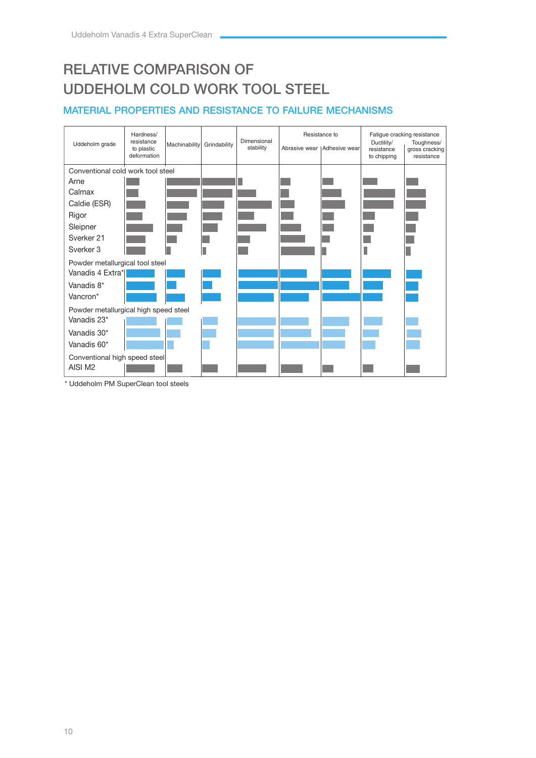# RELATIVE COMPARISON OF UDDEHOLM COLD WORK TOOL STEEL

## MATERIAL PROPERTIES AND RESISTANCE TO FAILURE MECHANISMS

| Uddeholm grade | Hardness/ resistance to plastic deformation | Machinability | Grindability | Dimensional stability | Resistance to | | Fatigue cracking resistance | |
|---|---|---|---|---|---|---|---|---|
| | | | | | Abrasive wear | Adhesive wear | Ductility/ resistance to chipping | Toughness/ gross cracking resistance |
| **Conventional cold work tool steel** | | | | | | | | |
| Arne | | | | | | | | |
| Calmax | | | | | | | | |
| Caldie (ESR) | | | | | | | | |
| Rigor | | | | | | | | |
| Sleipner | | | | | | | | |
| Sverker 21 | | | | | | | | |
| Sverker 3 | | | | | | | | |
| **Powder metallurgical tool steel** | | | | | | | | |
| Vanadis 4 Extra* | | | | | | | | |
| Vanadis 8* | | | | | | | | |
| Vancron* | | | | | | | | |
| **Powder metallurgical high speed steel** | | | | | | | | |
| Vanadis 23* | | | | | | | | |
| Vanadis 30* | | | | | | | | |
| Vanadis 60* | | | | | | | | |
| **Conventional high speed steel** | | | | | | | | |
| AISI M2 | | | | | | | | |

\* Uddeholm PM SuperClean tool steels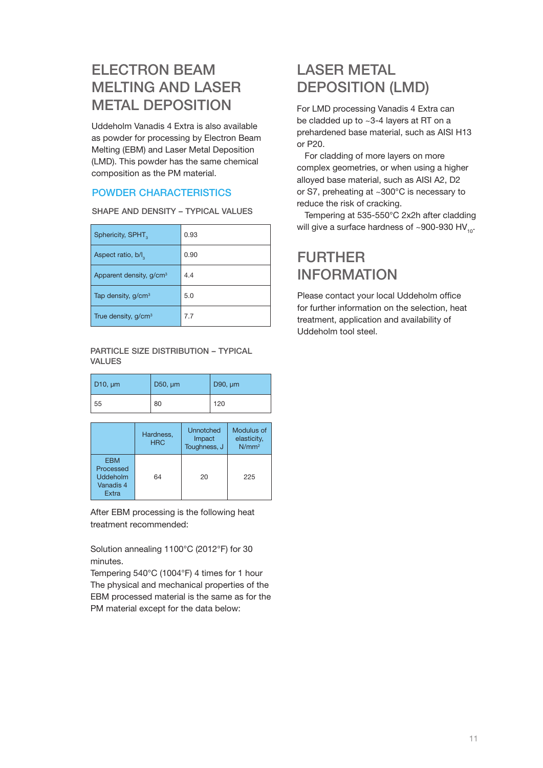## ELECTRON BEAM MELTING AND LASER METAL DEPOSITION

Uddeholm Vanadis 4 Extra is also available as powder for processing by Electron Beam Melting (EBM) and Laser Metal Deposition (LMD). This powder has the same chemical composition as the PM material.

### POWDER CHARACTERISTICS

SHAPE AND DENSITY – TYPICAL VALUES

| | |
|---|---|
| Sphericity, $SPHT_3$ | 0.93 |
| Aspect ratio, $b/l_3$ | 0.90 |
| Apparent density, g/cm³ | 4.4 |
| Tap density, g/cm³ | 5.0 |
| True density, g/cm³ | 7.7 |

PARTICLE SIZE DISTRIBUTION – TYPICAL VALUES

| D10, µm | D50, µm | D90, µm |
|---|---|---|
| 55 | 80 | 120 |

| | Hardness, HRC | Unnotched Impact Toughness, J | Modulus of elasticity, N/mm² |
|---|---|---|---|
| EBM Processed Uddeholm Vanadis 4 Extra | 64 | 20 | 225 |

After EBM processing is the following heat treatment recommended:

Solution annealing 1100°C (2012°F) for 30 minutes.
Tempering 540°C (1004°F) 4 times for 1 hour
The physical and mechanical properties of the EBM processed material is the same as for the PM material except for the data below:

## LASER METAL DEPOSITION (LMD)

For LMD processing Vanadis 4 Extra can be cladded up to ~3-4 layers at RT on a prehardened base material, such as AISI H13 or P20.

For cladding of more layers on more complex geometries, or when using a higher alloyed base material, such as AISI A2, D2 or S7, preheating at ~300°C is necessary to reduce the risk of cracking.

Tempering at 535-550°C 2x2h after cladding will give a surface hardness of ~900-930 $HV_{10}$.

## FURTHER INFORMATION

Please contact your local Uddeholm office for further information on the selection, heat treatment, application and availability of Uddeholm tool steel.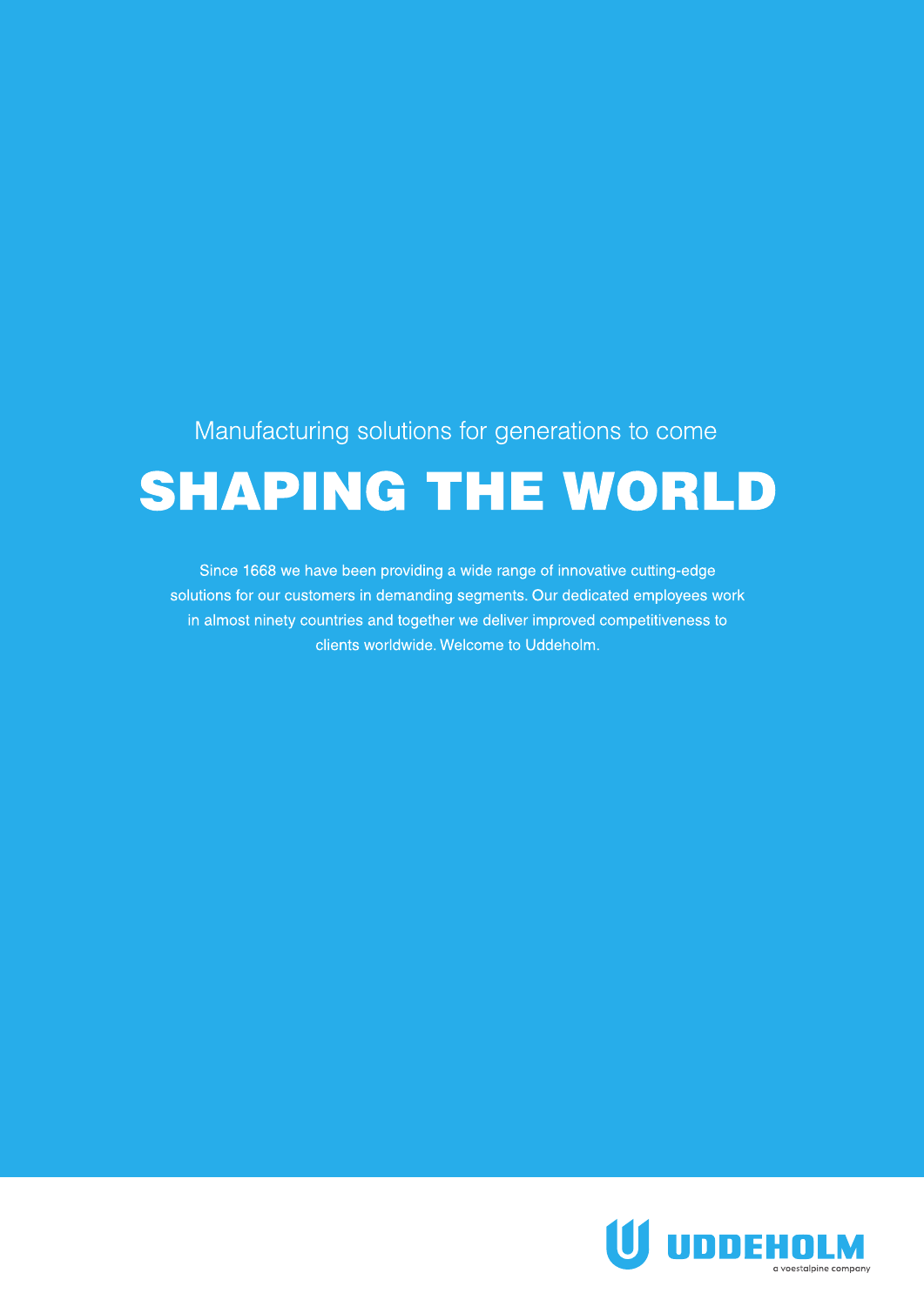Manufacturing solutions for generations to come

# SHAPING THE WORLD

Since 1668 we have been providing a wide range of innovative cutting-edge solutions for our customers in demanding segments. Our dedicated employees work in almost ninety countries and together we deliver improved competitiveness to clients worldwide. Welcome to Uddeholm.

UDDEHOLM
a voestalpine company